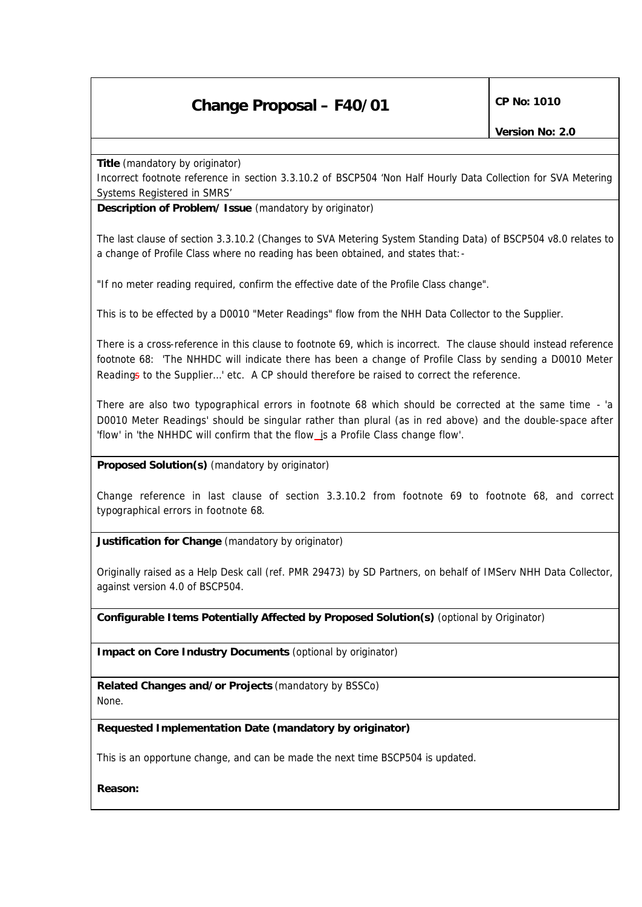# Change Proposal – F40/01

**CP No: 1010**

**Version No: 2.0**

**Title** (mandatory by originator)

Incorrect footnote reference in section 3.3.10.2 of BSCP504 'Non Half Hourly Data Collection for SVA Metering Systems Registered in SMRS'

**Description of Problem/ Issue** (mandatory by originator)

The last clause of section 3.3.10.2 (Changes to SVA Metering System Standing Data) of BSCP504 v8.0 relates to a change of Profile Class where no reading has been obtained, and states that:-

"If no meter reading required, confirm the effective date of the Profile Class change".

This is to be effected by a D0010 "Meter Readings" flow from the NHH Data Collector to the Supplier.

There is a cross-reference in this clause to footnote 69, which is incorrect. The clause should instead reference footnote 68: 'The NHHDC will indicate there has been a change of Profile Class by sending a D0010 Meter Readings to the Supplier…' etc. A CP should therefore be raised to correct the reference.

There are also two typographical errors in footnote 68 which should be corrected at the same time - 'a D0010 Meter Readings' should be singular rather than plural (as in red above) and the double-space after 'flow' in 'the NHHDC will confirm that the flow  is a Profile Class change flow'.

**Proposed Solution(s)** (mandatory by originator)

Change reference in last clause of section 3.3.10.2 from footnote 69 to footnote 68, and correct typographical errors in footnote 68.

**Justification for Change** (mandatory by originator)

Originally raised as a Help Desk call (ref. PMR 29473) by SD Partners, on behalf of IMServ NHH Data Collector, against version 4.0 of BSCP504.

**Configurable Items Potentially Affected by Proposed Solution(s)** (optional by Originator)

**Impact on Core Industry Documents** (optional by originator)

**Related Changes and/or Projects** (mandatory by BSSCo)

None.

**Requested Implementation Date (mandatory by originator)**

This is an opportune change, and can be made the next time BSCP504 is updated.

**Reason:**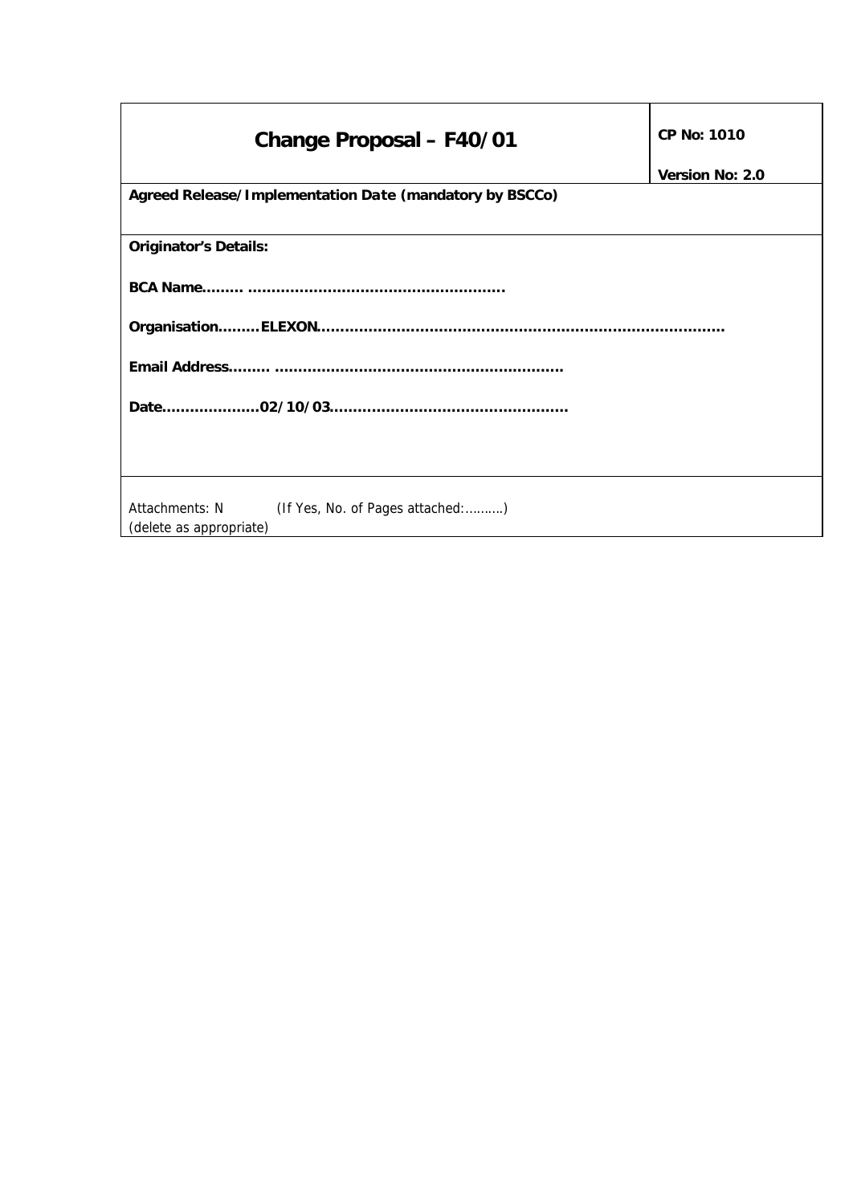| Change Proposal – F40/01 | CP No: 1010<br><br>Version No: 2.0 |
| --- | --- |
| **Agreed Release/Implementation Date (mandatory by BSCCo)** | |
| **Originator's Details:**<br><br>**BCA Name……… ………………………………………………**<br><br>**Organisation………ELEXON…………………………………………………………………………**<br><br>**Email Address……… ……………………………………………………**<br><br>**Date…………………02/10/03…………………………………………** | |
| Attachments: N (If Yes, No. of Pages attached:……….)<br>(delete as appropriate) | |